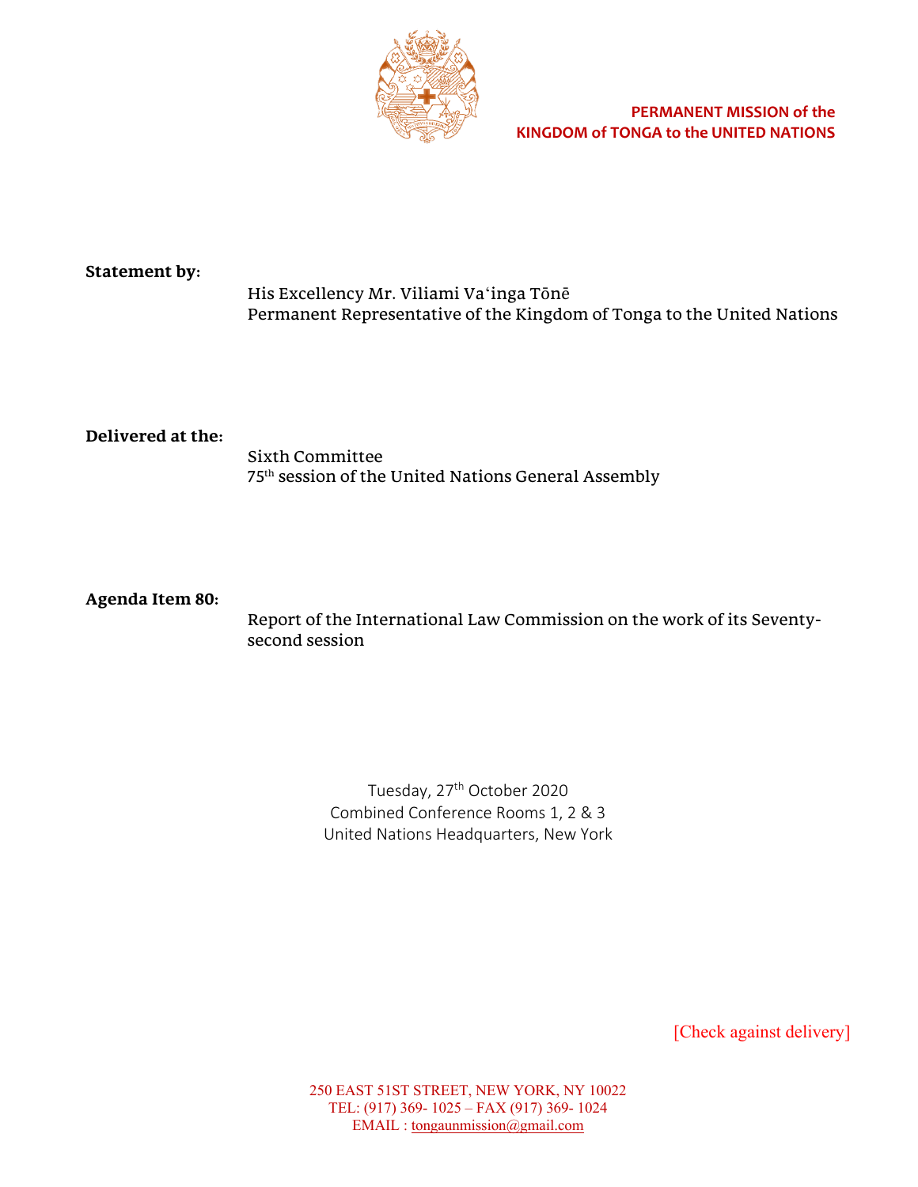**PERMANENT MISSION of the KINGDOM of TONGA to the UNITED NATIONS**

**Statement by:**

His Excellency Mr. Viliami Va'inga Tōnē
Permanent Representative of the Kingdom of Tonga to the United Nations

**Delivered at the:**

Sixth Committee
75th session of the United Nations General Assembly

**Agenda Item 80:**

Report of the International Law Commission on the work of its Seventy-second session

Tuesday, 27th October 2020
Combined Conference Rooms 1, 2 & 3
United Nations Headquarters, New York

[Check against delivery]

250 EAST 51ST STREET, NEW YORK, NY 10022
TEL: (917) 369- 1025 – FAX (917) 369- 1024
EMAIL : tongaunmission@gmail.com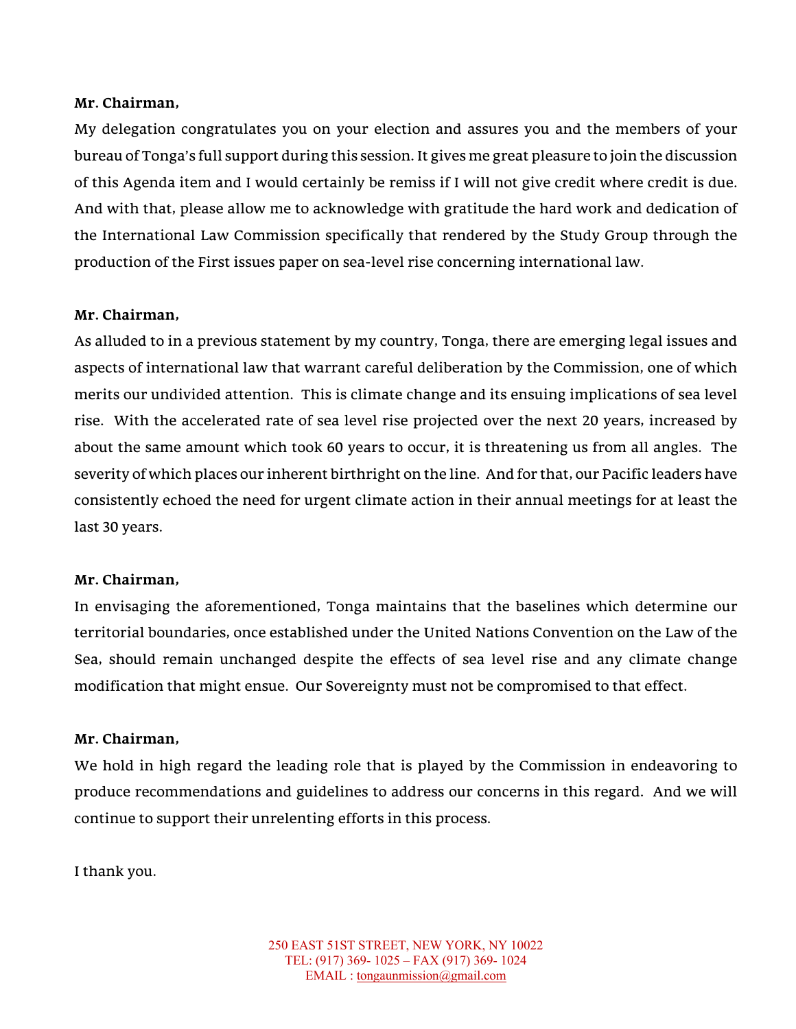**Mr. Chairman,**

My delegation congratulates you on your election and assures you and the members of your bureau of Tonga's full support during this session. It gives me great pleasure to join the discussion of this Agenda item and I would certainly be remiss if I will not give credit where credit is due. And with that, please allow me to acknowledge with gratitude the hard work and dedication of the International Law Commission specifically that rendered by the Study Group through the production of the First issues paper on sea-level rise concerning international law.

**Mr. Chairman,**

As alluded to in a previous statement by my country, Tonga, there are emerging legal issues and aspects of international law that warrant careful deliberation by the Commission, one of which merits our undivided attention. This is climate change and its ensuing implications of sea level rise. With the accelerated rate of sea level rise projected over the next 20 years, increased by about the same amount which took 60 years to occur, it is threatening us from all angles. The severity of which places our inherent birthright on the line. And for that, our Pacific leaders have consistently echoed the need for urgent climate action in their annual meetings for at least the last 30 years.

**Mr. Chairman,**

In envisaging the aforementioned, Tonga maintains that the baselines which determine our territorial boundaries, once established under the United Nations Convention on the Law of the Sea, should remain unchanged despite the effects of sea level rise and any climate change modification that might ensue. Our Sovereignty must not be compromised to that effect.

**Mr. Chairman,**

We hold in high regard the leading role that is played by the Commission in endeavoring to produce recommendations and guidelines to address our concerns in this regard. And we will continue to support their unrelenting efforts in this process.

I thank you.

250 EAST 51ST STREET, NEW YORK, NY 10022
TEL: (917) 369- 1025 – FAX (917) 369- 1024
EMAIL : tongaunmission@gmail.com